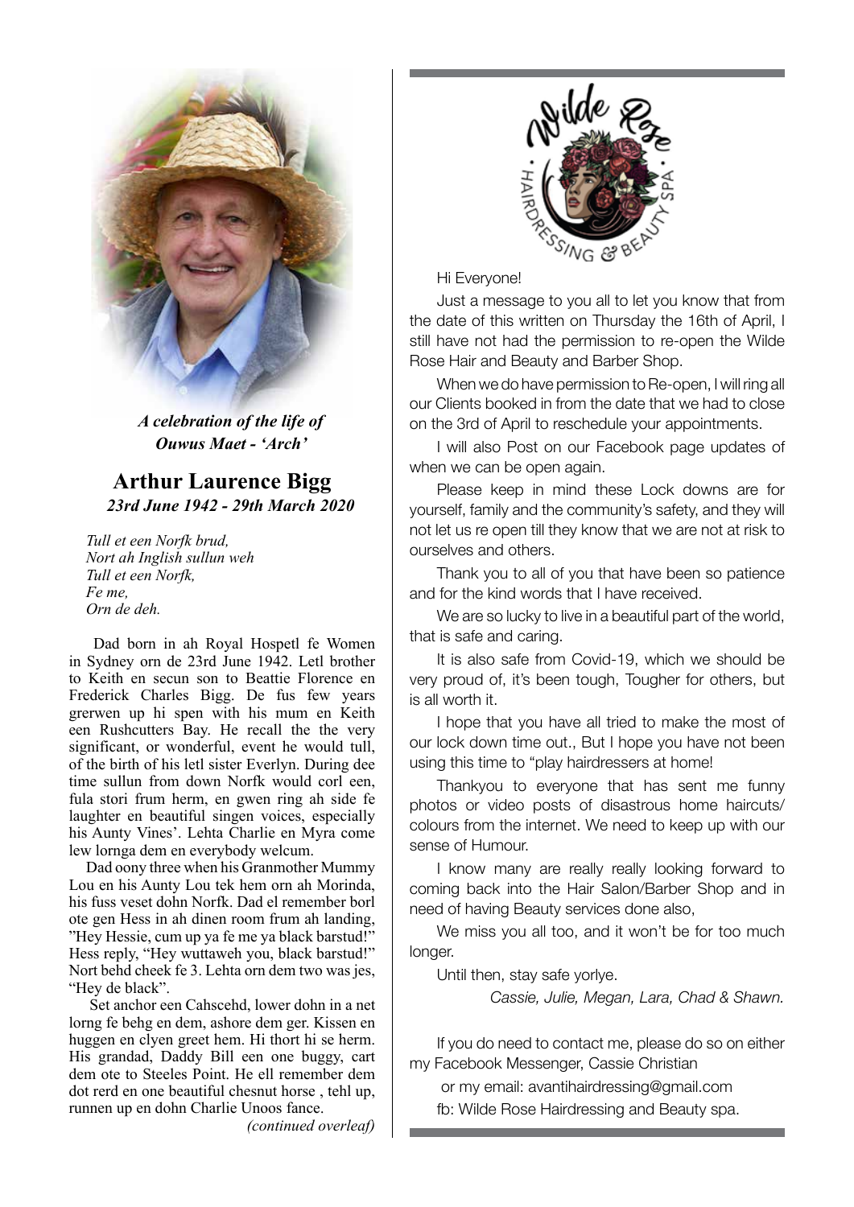*A celebration of the life of*
*Ouwus Maet - 'Arch'*

## Arthur Laurence Bigg

***23rd June 1942 - 29th March 2020***

*Tull et een Norfk brud,*
*Nort ah Inglish sullun weh*
*Tull et een Norfk,*
*Fe me,*
*Orn de deh.*

Dad born in ah Royal Hospetl fe Women in Sydney orn de 23rd June 1942. Letl brother to Keith en secun son to Beattie Florence en Frederick Charles Bigg. De fus few years grerwen up hi spen with his mum en Keith een Rushcutters Bay. He recall the the very significant, or wonderful, event he would tull, of the birth of his letl sister Everlyn. During dee time sullun from down Norfk would corl een, fula stori frum herm, en gwen ring ah side fe laughter en beautiful singen voices, especially his Aunty Vines'. Lehta Charlie en Myra come lew lornga dem en everybody welcum.

Dad oony three when his Granmother Mummy Lou en his Aunty Lou tek hem orn ah Morinda, his fuss veset dohn Norfk. Dad el remember borl ote gen Hess in ah dinen room frum ah landing, "Hey Hessie, cum up ya fe me ya black barstud!" Hess reply, "Hey wuttaweh you, black barstud!" Nort behd cheek fe 3. Lehta orn dem two was jes, "Hey de black".

Set anchor een Cahscehd, lower dohn in a net lorng fe behg en dem, ashore dem ger. Kissen en huggen en clyen greet hem. Hi thort hi se herm. His grandad, Daddy Bill een one buggy, cart dem ote to Steeles Point. He ell remember dem dot rerd en one beautiful chesnut horse , tehl up, runnen up en dohn Charlie Unoos fance.

*(continued overleaf)*

---

Hi Everyone!

Just a message to you all to let you know that from the date of this written on Thursday the 16th of April, I still have not had the permission to re-open the Wilde Rose Hair and Beauty and Barber Shop.

When we do have permission to Re-open, I will ring all our Clients booked in from the date that we had to close on the 3rd of April to reschedule your appointments.

I will also Post on our Facebook page updates of when we can be open again.

Please keep in mind these Lock downs are for yourself, family and the community's safety, and they will not let us re open till they know that we are not at risk to ourselves and others.

Thank you to all of you that have been so patience and for the kind words that I have received.

We are so lucky to live in a beautiful part of the world, that is safe and caring.

It is also safe from Covid-19, which we should be very proud of, it's been tough, Tougher for others, but is all worth it.

I hope that you have all tried to make the most of our lock down time out., But I hope you have not been using this time to "play hairdressers at home!

Thankyou to everyone that has sent me funny photos or video posts of disastrous home haircuts/ colours from the internet. We need to keep up with our sense of Humour.

I know many are really really looking forward to coming back into the Hair Salon/Barber Shop and in need of having Beauty services done also,

We miss you all too, and it won't be for too much longer.

Until then, stay safe yorlye.

*Cassie, Julie, Megan, Lara, Chad & Shawn.*

If you do need to contact me, please do so on either my Facebook Messenger, Cassie Christian

or my email: avantihairdressing@gmail.com

fb: Wilde Rose Hairdressing and Beauty spa.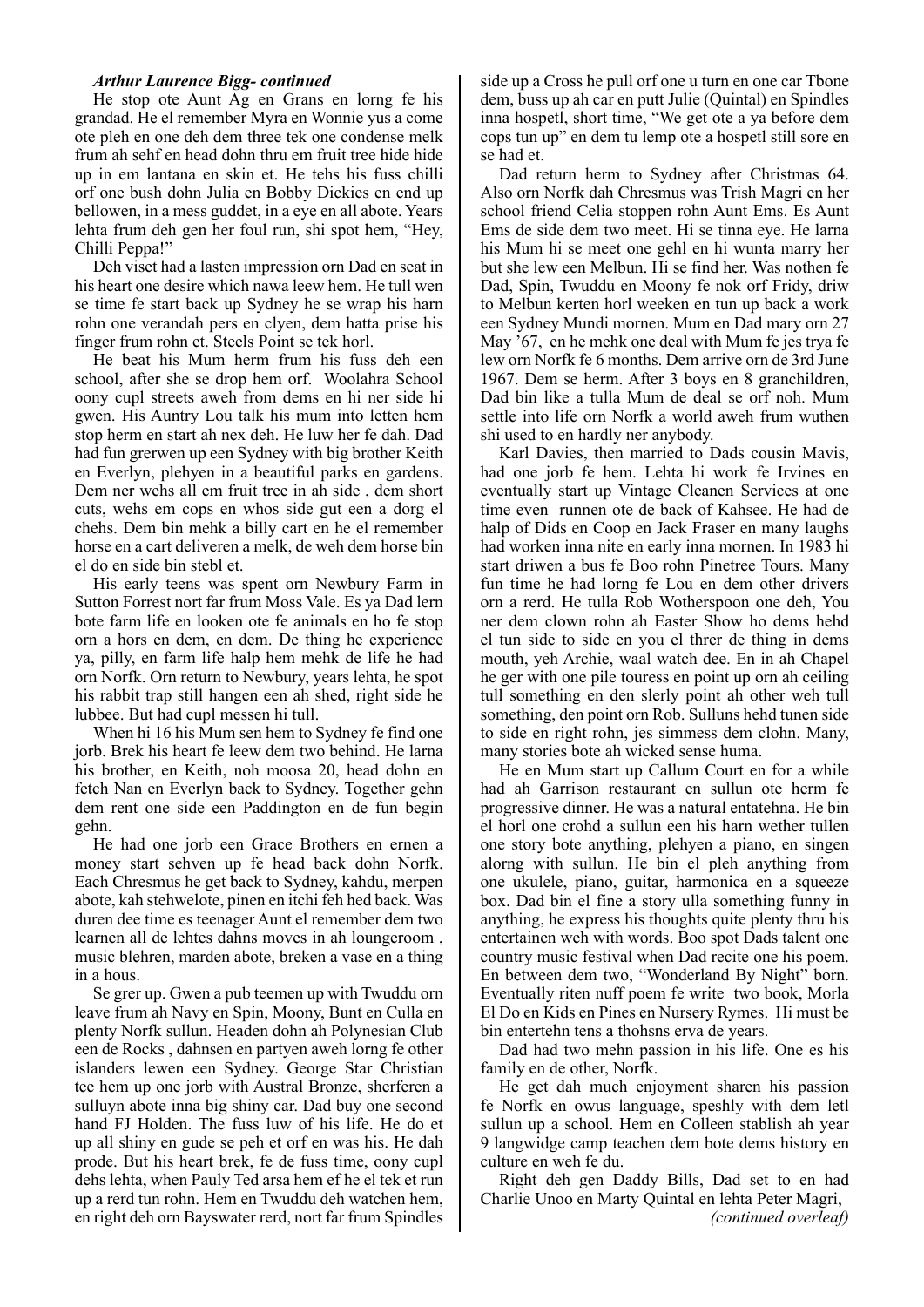***Arthur Laurence Bigg- continued***

He stop ote Aunt Ag en Grans en lorng fe his grandad. He el remember Myra en Wonnie yus a come ote pleh en one deh dem three tek one condense melk frum ah sehf en head dohn thru em fruit tree hide hide up in em lantana en skin et. He tehs his fuss chilli orf one bush dohn Julia en Bobby Dickies en end up bellowen, in a mess guddet, in a eye en all abote. Years lehta frum deh gen her foul run, shi spot hem, "Hey, Chilli Peppa!"

Deh viset had a lasten impression orn Dad en seat in his heart one desire which nawa leew hem. He tull wen se time fe start back up Sydney he se wrap his harn rohn one verandah pers en clyen, dem hatta prise his finger frum rohn et. Steels Point se tek horl.

He beat his Mum herm frum his fuss deh een school, after she se drop hem orf. Woolahra School oony cupl streets aweh from dems en hi ner side hi gwen. His Auntry Lou talk his mum into letten hem stop herm en start ah nex deh. He luw her fe dah. Dad had fun grerwen up een Sydney with big brother Keith en Everlyn, plehyen in a beautiful parks en gardens. Dem ner wehs all em fruit tree in ah side , dem short cuts, wehs em cops en whos side gut een a dorg el chehs. Dem bin mehk a billy cart en he el remember horse en a cart deliveren a melk, de weh dem horse bin el do en side bin stebl et.

His early teens was spent orn Newbury Farm in Sutton Forrest nort far frum Moss Vale. Es ya Dad lern bote farm life en looken ote fe animals en ho fe stop orn a hors en dem, en dem. De thing he experience ya, pilly, en farm life halp hem mehk de life he had orn Norfk. Orn return to Newbury, years lehta, he spot his rabbit trap still hangen een ah shed, right side he lubbee. But had cupl messen hi tull.

When hi 16 his Mum sen hem to Sydney fe find one jorb. Brek his heart fe leew dem two behind. He larna his brother, en Keith, noh moosa 20, head dohn en fetch Nan en Everlyn back to Sydney. Together gehn dem rent one side een Paddington en de fun begin gehn.

He had one jorb een Grace Brothers en ernen a money start sehven up fe head back dohn Norfk. Each Chresmus he get back to Sydney, kahdu, merpen abote, kah stehwelote, pinen en itchi feh hed back. Was duren dee time es teenager Aunt el remember dem two learnen all de lehtes dahns moves in ah loungeroom , music blehren, marden abote, breken a vase en a thing in a hous.

Se grer up. Gwen a pub teemen up with Twuddu orn leave frum ah Navy en Spin, Moony, Bunt en Culla en plenty Norfk sullun. Headen dohn ah Polynesian Club een de Rocks , dahnsen en partyen aweh lorng fe other islanders lewen een Sydney. George Star Christian tee hem up one jorb with Austral Bronze, sherferen a sulluyn abote inna big shiny car. Dad buy one second hand FJ Holden. The fuss luw of his life. He do et up all shiny en gude se peh et orf en was his. He dah prode. But his heart brek, fe de fuss time, oony cupl dehs lehta, when Pauly Ted arsa hem ef he el tek et run up a rerd tun rohn. Hem en Twuddu deh watchen hem, en right deh orn Bayswater rerd, nort far frum Spindles side up a Cross he pull orf one u turn en one car Tbone dem, buss up ah car en putt Julie (Quintal) en Spindles inna hospetl, short time, "We get ote a ya before dem cops tun up" en dem tu lemp ote a hospetl still sore en se had et.

Dad return herm to Sydney after Christmas 64. Also orn Norfk dah Chresmus was Trish Magri en her school friend Celia stoppen rohn Aunt Ems. Es Aunt Ems de side dem two meet. Hi se tinna eye. He larna his Mum hi se meet one gehl en hi wunta marry her but she lew een Melbun. Hi se find her. Was nothen fe Dad, Spin, Twuddu en Moony fe nok orf Fridy, driw to Melbun kerten horl weeken en tun up back a work een Sydney Mundi mornen. Mum en Dad mary orn 27 May '67, en he mehk one deal with Mum fe jes trya fe lew orn Norfk fe 6 months. Dem arrive orn de 3rd June 1967. Dem se herm. After 3 boys en 8 granchildren, Dad bin like a tulla Mum de deal se orf noh. Mum settle into life orn Norfk a world aweh frum wuthen shi used to en hardly ner anybody.

Karl Davies, then married to Dads cousin Mavis, had one jorb fe hem. Lehta hi work fe Irvines en eventually start up Vintage Cleanen Services at one time even runnen ote de back of Kahsee. He had de halp of Dids en Coop en Jack Fraser en many laughs had worken inna nite en early inna mornen. In 1983 hi start driwen a bus fe Boo rohn Pinetree Tours. Many fun time he had lorng fe Lou en dem other drivers orn a rerd. He tulla Rob Wotherspoon one deh, You ner dem clown rohn ah Easter Show ho dems hehd el tun side to side en you el threr de thing in dems mouth, yeh Archie, waal watch dee. En in ah Chapel he ger with one pile touress en point up orn ah ceiling tull something en den slerly point ah other weh tull something, den point orn Rob. Sulluns hehd tunen side to side en right rohn, jes simmess dem clohn. Many, many stories bote ah wicked sense huma.

He en Mum start up Callum Court en for a while had ah Garrison restaurant en sullun ote herm fe progressive dinner. He was a natural entatehna. He bin el horl one crohd a sullun een his harn wether tullen one story bote anything, plehyen a piano, en singen alorng with sullun. He bin el pleh anything from one ukulele, piano, guitar, harmonica en a squeeze box. Dad bin el fine a story ulla something funny in anything, he express his thoughts quite plenty thru his entertainen weh with words. Boo spot Dads talent one country music festival when Dad recite one his poem. En between dem two, "Wonderland By Night" born. Eventually riten nuff poem fe write two book, Morla El Do en Kids en Pines en Nursery Rymes. Hi must be bin entertehn tens a thohsns erva de years.

Dad had two mehn passion in his life. One es his family en de other, Norfk.

He get dah much enjoyment sharen his passion fe Norfk en owus language, speshly with dem letl sullun up a school. Hem en Colleen stablish ah year 9 langwidge camp teachen dem bote dems history en culture en weh fe du.

Right deh gen Daddy Bills, Dad set to en had Charlie Unoo en Marty Quintal en lehta Peter Magri,

*(continued overleaf)*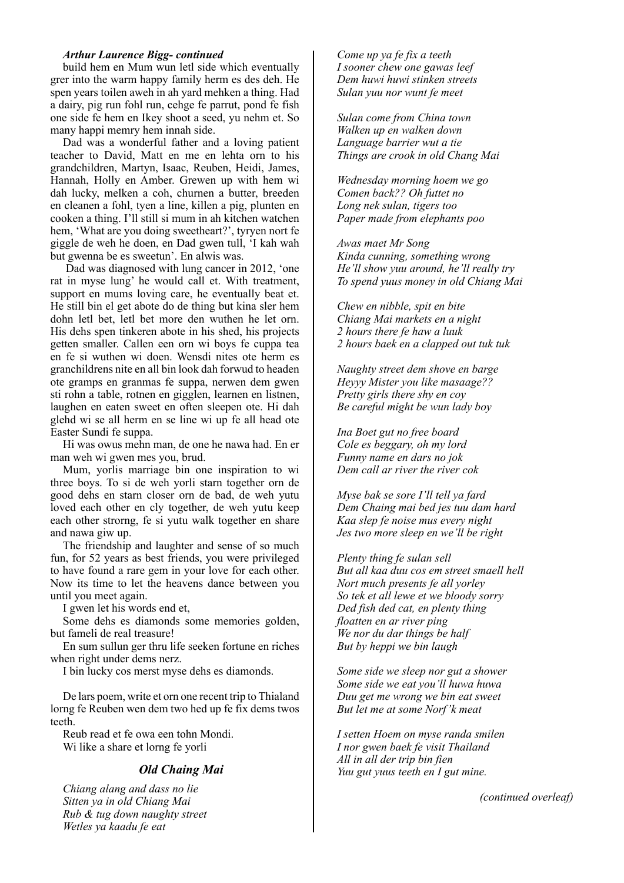***Arthur Laurence Bigg- continued***

build hem en Mum wun letl side which eventually grer into the warm happy family herm es des deh. He spen years toilen aweh in ah yard mehken a thing. Had a dairy, pig run fohl run, cehge fe parrut, pond fe fish one side fe hem en Ikey shoot a seed, yu nehm et. So many happi memry hem innah side.

Dad was a wonderful father and a loving patient teacher to David, Matt en me en lehta orn to his grandchildren, Martyn, Isaac, Reuben, Heidi, James, Hannah, Holly en Amber. Grewen up with hem wi dah lucky, melken a coh, churnen a butter, breeden en cleanen a fohl, tyen a line, killen a pig, plunten en cooken a thing. I'll still si mum in ah kitchen watchen hem, 'What are you doing sweetheart?', tyryen nort fe giggle de weh he doen, en Dad gwen tull, 'I kah wah but gwenna be es sweetun'. En alwis was.

Dad was diagnosed with lung cancer in 2012, 'one rat in myse lung' he would call et. With treatment, support en mums loving care, he eventually beat et. He still bin el get abote do de thing but kina sler hem dohn letl bet, letl bet more den wuthen he let orn. His dehs spen tinkeren abote in his shed, his projects getten smaller. Callen een orn wi boys fe cuppa tea en fe si wuthen wi doen. Wensdi nites ote herm es granchildrens nite en all bin look dah forwud to headen ote gramps en granmas fe suppa, nerwen dem gwen sti rohn a table, rotnen en gigglen, learnen en listnen, laughen en eaten sweet en often sleepen ote. Hi dah glehd wi se all herm en se line wi up fe all head ote Easter Sundi fe suppa.

Hi was owus mehn man, de one he nawa had. En er man weh wi gwen mes you, brud.

Mum, yorlis marriage bin one inspiration to wi three boys. To si de weh yorli starn together orn de good dehs en starn closer orn de bad, de weh yutu loved each other en cly together, de weh yutu keep each other strorng, fe si yutu walk together en share and nawa giw up.

The friendship and laughter and sense of so much fun, for 52 years as best friends, you were privileged to have found a rare gem in your love for each other. Now its time to let the heavens dance between you until you meet again.

I gwen let his words end et,

Some dehs es diamonds some memories golden, but fameli de real treasure!

En sum sullun ger thru life seeken fortune en riches when right under dems nerz.

I bin lucky cos merst myse dehs es diamonds.

De lars poem, write et orn one recent trip to Thialand lorng fe Reuben wen dem two hed up fe fix dems twos teeth.

Reub read et fe owa een tohn Mondi.

Wi like a share et lorng fe yorli

### *Old Chaing Mai*

*Chiang alang and dass no lie*
*Sitten ya in old Chiang Mai*
*Rub & tug down naughty street*
*Wetles ya kaadu fe eat*

*Come up ya fe fix a teeth*
*I sooner chew one gawas leef*
*Dem huwi huwi stinken streets*
*Sulan yuu nor wunt fe meet*

*Sulan come from China town*
*Walken up en walken down*
*Language barrier wut a tie*
*Things are crook in old Chang Mai*

*Wednesday morning hoem we go*
*Comen back?? Oh futtet no*
*Long nek sulan, tigers too*
*Paper made from elephants poo*

*Awas maet Mr Song*
*Kinda cunning, something wrong*
*He'll show yuu around, he'll really try*
*To spend yuus money in old Chiang Mai*

*Chew en nibble, spit en bite*
*Chiang Mai markets en a night*
*2 hours there fe haw a luuk*
*2 hours baek en a clapped out tuk tuk*

*Naughty street dem shove en barge*
*Heyyy Mister you like masaage??*
*Pretty girls there shy en coy*
*Be careful might be wun lady boy*

*Ina Boet gut no free board*
*Cole es beggary, oh my lord*
*Funny name en dars no jok*
*Dem call ar river the river cok*

*Myse bak se sore I'll tell ya fard*
*Dem Chaing mai bed jes tuu dam hard*
*Kaa slep fe noise mus every night*
*Jes two more sleep en we'll be right*

*Plenty thing fe sulan sell*
*But all kaa duu cos em street smaell hell*
*Nort much presents fe all yorley*
*So tek et all lewe et we bloody sorry*
*Ded fish ded cat, en plenty thing*
*floatten en ar river ping*
*We nor du dar things be half*
*But by heppi we bin laugh*

*Some side we sleep nor gut a shower*
*Some side we eat you'll huwa huwa*
*Duu get me wrong we bin eat sweet*
*But let me at some Norf'k meat*

*I setten Hoem on myse randa smilen*
*I nor gwen baek fe visit Thailand*
*All in all der trip bin fien*
*Yuu gut yuus teeth en I gut mine.*

*(continued overleaf)*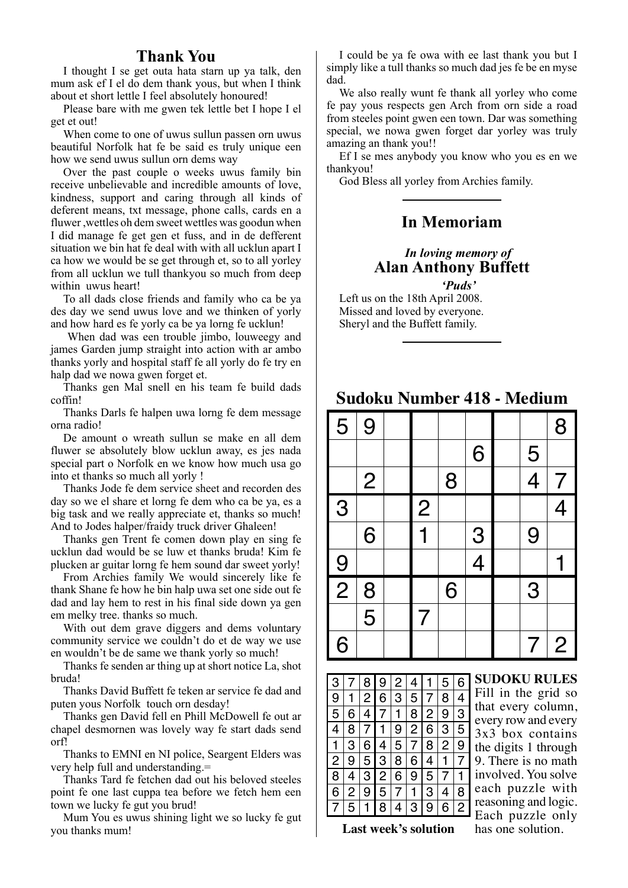## Thank You

I thought I se get outa hata starn up ya talk, den mum ask ef I el do dem thank yous, but when I think about et short lettle I feel absolutely honoured!

Please bare with me gwen tek lettle bet I hope I el get et out!

When come to one of uwus sullun passen orn uwus beautiful Norfolk hat fe be said es truly unique een how we send uwus sullun orn dems way

Over the past couple o weeks uwus family bin receive unbelievable and incredible amounts of love, kindness, support and caring through all kinds of deferent means, txt message, phone calls, cards en a fluwer ,wettles oh dem sweet wettles was goodun when I did manage fe get gen et fuss, and in de defferent situation we bin hat fe deal with with all ucklun apart I ca how we would be se get through et, so to all yorley from all ucklun we tull thankyou so much from deep within uwus heart!

To all dads close friends and family who ca be ya des day we send uwus love and we thinken of yorly and how hard es fe yorly ca be ya lorng fe ucklun!

When dad was een trouble jimbo, louweegy and james Garden jump straight into action with ar ambo thanks yorly and hospital staff fe all yorly do fe try en halp dad we nowa gwen forget et.

Thanks gen Mal snell en his team fe build dads coffin!

Thanks Darls fe halpen uwa lorng fe dem message orna radio!

De amount o wreath sullun se make en all dem fluwer se absolutely blow ucklun away, es jes nada special part o Norfolk en we know how much usa go into et thanks so much all yorly !

Thanks Jode fe dem service sheet and recorden des day so we el share et lorng fe dem who ca be ya, es a big task and we really appreciate et, thanks so much! And to Jodes halper/fraidy truck driver Ghaleen!

Thanks gen Trent fe comen down play en sing fe ucklun dad would be se luw et thanks bruda! Kim fe plucken ar guitar lorng fe hem sound dar sweet yorly!

From Archies family We would sincerely like fe thank Shane fe how he bin halp uwa set one side out fe dad and lay hem to rest in his final side down ya gen em melky tree. thanks so much.

With out dem grave diggers and dems voluntary community service we couldn't do et de way we use en wouldn't be de same we thank yorly so much!

Thanks fe senden ar thing up at short notice La, shot bruda!

Thanks David Buffett fe teken ar service fe dad and puten yous Norfolk touch orn desday!

Thanks gen David fell en Phill McDowell fe out ar chapel desmornen was lovely way fe start dads send orf!

Thanks to EMNI en NI police, Seargent Elders was very help full and understanding.=

Thanks Tard fe fetchen dad out his beloved steeles point fe one last cuppa tea before we fetch hem een town we lucky fe gut you brud!

Mum You es uwus shining light we so lucky fe gut you thanks mum!

I could be ya fe owa with ee last thank you but I simply like a tull thanks so much dad jes fe be en myse dad.

We also really wunt fe thank all yorley who come fe pay yous respects gen Arch from orn side a road from steeles point gwen een town. Dar was something special, we nowa gwen forget dar yorley was truly amazing an thank you!!

Ef I se mes anybody you know who you es en we thankyou!

God Bless all yorley from Archies family.

## In Memoriam

*In loving memory of*
**Alan Anthony Buffett**
***'Puds'***

Left us on the 18th April 2008.
Missed and loved by everyone.
Sheryl and the Buffett family.

## Sudoku Number 418 - Medium

| | | | | | | | | |
|---|---|---|---|---|---|---|---|---|
| 5 | 9 | | | | | | | 8 |
| | | | | | 6 | | 5 | |
| | 2 | | | 8 | | | 4 | 7 |
| 3 | | | 2 | | | | | 4 |
| | 6 | | 1 | | 3 | | 9 | |
| 9 | | | | | 4 | | | 1 |
| 2 | 8 | | | 6 | | | 3 | |
| | 5 | | 7 | | | | | |
| 6 | | | | | | | 7 | 2 |

| | | | | | | | | |
|---|---|---|---|---|---|---|---|---|
| 3 | 7 | 8 | 9 | 2 | 4 | 1 | 5 | 6 |
| 9 | 1 | 2 | 6 | 3 | 5 | 7 | 8 | 4 |
| 5 | 6 | 4 | 7 | 1 | 8 | 2 | 9 | 3 |
| 4 | 8 | 7 | 1 | 9 | 2 | 6 | 3 | 5 |
| 1 | 3 | 6 | 4 | 5 | 7 | 8 | 2 | 9 |
| 2 | 9 | 5 | 3 | 8 | 6 | 4 | 1 | 7 |
| 8 | 4 | 3 | 2 | 6 | 9 | 5 | 7 | 1 |
| 6 | 2 | 9 | 5 | 7 | 1 | 3 | 4 | 8 |
| 7 | 5 | 1 | 8 | 4 | 3 | 9 | 6 | 2 |

**Last week's solution**

**SUDOKU RULES**
Fill in the grid so that every column, every row and every 3x3 box contains the digits 1 through 9. There is no math involved. You solve each puzzle with reasoning and logic. Each puzzle only has one solution.